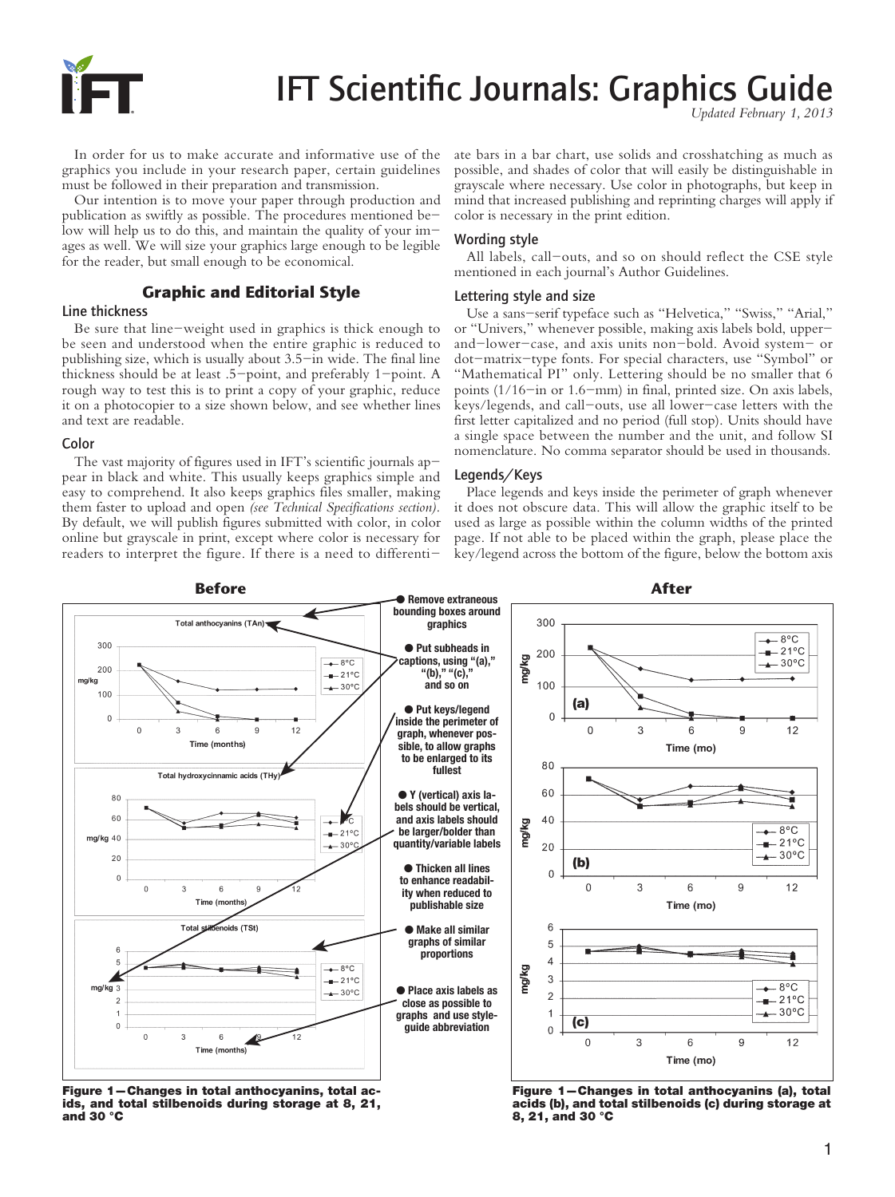# IFT Scientific Journals: Graphics Guide

*Updated February 1, 2013*

In order for us to make accurate and informative use of the graphics you include in your research paper, certain guidelines must be followed in their preparation and transmission.

Our intention is to move your paper through production and publication as swiftly as possible. The procedures mentioned below will help us to do this, and maintain the quality of your images as well. We will size your graphics large enough to be legible for the reader, but small enough to be economical.

## Graphic and Editorial Style

### Line thickness

Be sure that line-weight used in graphics is thick enough to be seen and understood when the entire graphic is reduced to publishing size, which is usually about 3.5-in wide. The final line thickness should be at least .5-point, and preferably 1-point. A rough way to test this is to print a copy of your graphic, reduce it on a photocopier to a size shown below, and see whether lines and text are readable.

### Color

The vast majority of figures used in IFT's scientific journals appear in black and white. This usually keeps graphics simple and easy to comprehend. It also keeps graphics files smaller, making them faster to upload and open *(see Technical Specifications section)*. By default, we will publish figures submitted with color, in color online but grayscale in print, except where color is necessary for readers to interpret the figure. If there is a need to differentiate bars in a bar chart, use solids and crosshatching as much as possible, and shades of color that will easily be distinguishable in grayscale where necessary. Use color in photographs, but keep in mind that increased publishing and reprinting charges will apply if color is necessary in the print edition.

### Wording style

All labels, call-outs, and so on should reflect the CSE style mentioned in each journal's Author Guidelines.

### Lettering style and size

Use a sans-serif typeface such as "Helvetica," "Swiss," "Arial," or "Univers," whenever possible, making axis labels bold, upper-and-lower-case, and axis units non-bold. Avoid system- or dot-matrix-type fonts. For special characters, use "Symbol" or "Mathematical PI" only. Lettering should be no smaller that 6 points (1/16-in or 1.6-mm) in final, printed size. On axis labels, keys/legends, and call-outs, use all lower-case letters with the first letter capitalized and no period (full stop). Units should have a single space between the number and the unit, and follow SI nomenclature. No comma separator should be used in thousands.

### Legends/Keys

Place legends and keys inside the perimeter of graph whenever it does not obscure data. This will allow the graphic itself to be used as large as possible within the column widths of the printed page. If not able to be placed within the graph, please place the key/legend across the bottom of the figure, below the bottom axis

**Before**

Figure 1—Changes in total anthocyanins, total acids, and total stilbenoids during storage at 8, 21, and 30 °C

- Remove extraneous bounding boxes around graphics
- Put subheads in captions, using "(a)," "(b)," "(c)," and so on
- Put keys/legend inside the perimeter of graph, whenever possible, to allow graphs to be enlarged to its fullest
- Y (vertical) axis labels should be vertical, and axis labels should be larger/bolder than quantity/variable labels
- Thicken all lines to enhance readability when reduced to publishable size
- Make all similar graphs of similar proportions
- Place axis labels as close as possible to graphs and use style-guide abbreviation

**After**

Figure 1—Changes in total anthocyanins (a), total acids (b), and total stilbenoids (c) during storage at 8, 21, and 30 °C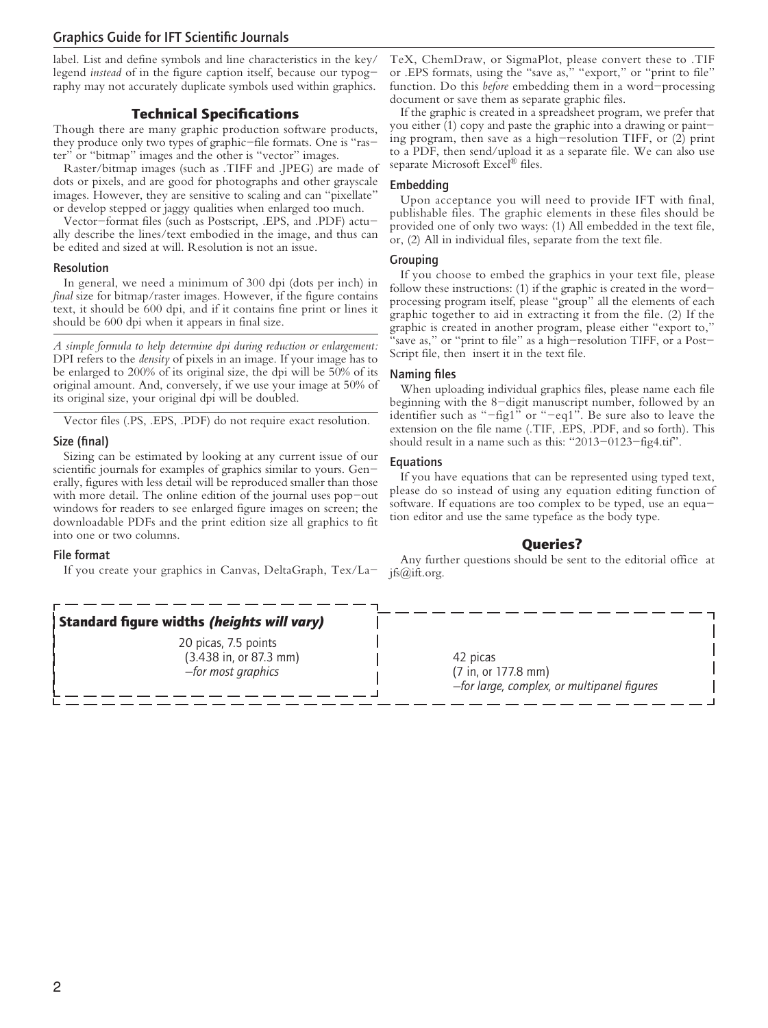label. List and define symbols and line characteristics in the key/legend *instead* of in the figure caption itself, because our typography may not accurately duplicate symbols used within graphics.

## Technical Specifications

Though there are many graphic production software products, they produce only two types of graphic-file formats. One is "raster" or "bitmap" images and the other is "vector" images.

Raster/bitmap images (such as .TIFF and .JPEG) are made of dots or pixels, and are good for photographs and other grayscale images. However, they are sensitive to scaling and can "pixellate" or develop stepped or jaggy qualities when enlarged too much.

Vector-format files (such as Postscript, .EPS, and .PDF) actually describe the lines/text embodied in the image, and thus can be edited and sized at will. Resolution is not an issue.

### Resolution

In general, we need a minimum of 300 dpi (dots per inch) in *final* size for bitmap/raster images. However, if the figure contains text, it should be 600 dpi, and if it contains fine print or lines it should be 600 dpi when it appears in final size.

*A simple formula to help determine dpi during reduction or enlargement:* DPI refers to the *density* of pixels in an image. If your image has to be enlarged to 200% of its original size, the dpi will be 50% of its original amount. And, conversely, if we use your image at 50% of its original size, your original dpi will be doubled.

Vector files (.PS, .EPS, .PDF) do not require exact resolution.

### Size (final)

Sizing can be estimated by looking at any current issue of our scientific journals for examples of graphics similar to yours. Generally, figures with less detail will be reproduced smaller than those with more detail. The online edition of the journal uses pop-out windows for readers to see enlarged figure images on screen; the downloadable PDFs and the print edition size all graphics to fit into one or two columns.

### File format

If you create your graphics in Canvas, DeltaGraph, Tex/LaTeX, ChemDraw, or SigmaPlot, please convert these to .TIF or .EPS formats, using the "save as," "export," or "print to file" function. Do this *before* embedding them in a word-processing document or save them as separate graphic files.

If the graphic is created in a spreadsheet program, we prefer that you either (1) copy and paste the graphic into a drawing or painting program, then save as a high-resolution TIFF, or (2) print to a PDF, then send/upload it as a separate file. We can also use separate Microsoft Excel® files.

### Embedding

Upon acceptance you will need to provide IFT with final, publishable files. The graphic elements in these files should be provided one of only two ways: (1) All embedded in the text file, or, (2) All in individual files, separate from the text file.

### Grouping

If you choose to embed the graphics in your text file, please follow these instructions: (1) if the graphic is created in the word-processing program itself, please "group" all the elements of each graphic together to aid in extracting it from the file. (2) If the graphic is created in another program, please either "export to," "save as," or "print to file" as a high-resolution TIFF, or a PostScript file, then insert it in the text file.

### Naming files

When uploading individual graphics files, please name each file beginning with the 8-digit manuscript number, followed by an identifier such as "-fig1" or "-eq1". Be sure also to leave the extension on the file name (.TIF, .EPS, .PDF, and so forth). This should result in a name such as this: "2013-0123-fig4.tif".

### Equations

If you have equations that can be represented using typed text, please do so instead of using any equation editing function of software. If equations are too complex to be typed, use an equation editor and use the same typeface as the body type.

## Queries?

Any further questions should be sent to the editorial office at jfs@ift.org.

**Standard figure widths *(heights will vary)***

20 picas, 7.5 points
(3.438 in, or 87.3 mm)
*–for most graphics*

42 picas
(7 in, or 177.8 mm)
*–for large, complex, or multipanel figures*